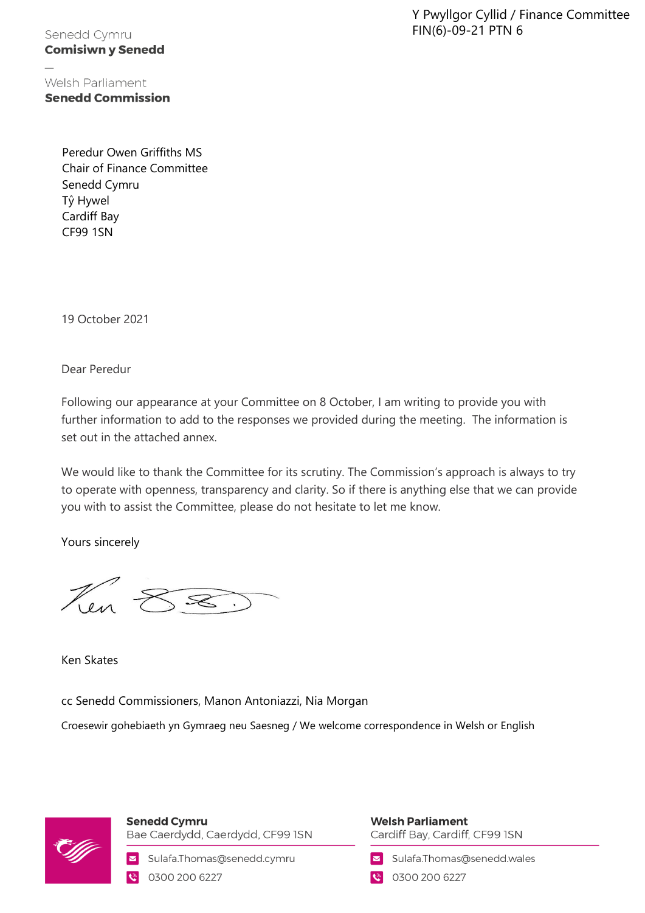Y Pwyllgor Cyllid / Finance Committee
FIN(6)-09-21 PTN 6

Senedd Cymru
**Comisiwn y Senedd**

—

Welsh Parliament
**Senedd Commission**

Peredur Owen Griffiths MS
Chair of Finance Committee
Senedd Cymru
Tŷ Hywel
Cardiff Bay
CF99 1SN

19 October 2021

Dear Peredur

Following our appearance at your Committee on 8 October, I am writing to provide you with further information to add to the responses we provided during the meeting. The information is set out in the attached annex.

We would like to thank the Committee for its scrutiny. The Commission's approach is always to try to operate with openness, transparency and clarity. So if there is anything else that we can provide you with to assist the Committee, please do not hesitate to let me know.

Yours sincerely

Ken Skates

cc Senedd Commissioners, Manon Antoniazzi, Nia Morgan

Croesewir gohebiaeth yn Gymraeg neu Saesneg / We welcome correspondence in Welsh or English

**Senedd Cymru**
Bae Caerdydd, Caerdydd, CF99 1SN
Sulafa.Thomas@senedd.cymru
0300 200 6227

**Welsh Parliament**
Cardiff Bay, Cardiff, CF99 1SN
Sulafa.Thomas@senedd.wales
0300 200 6227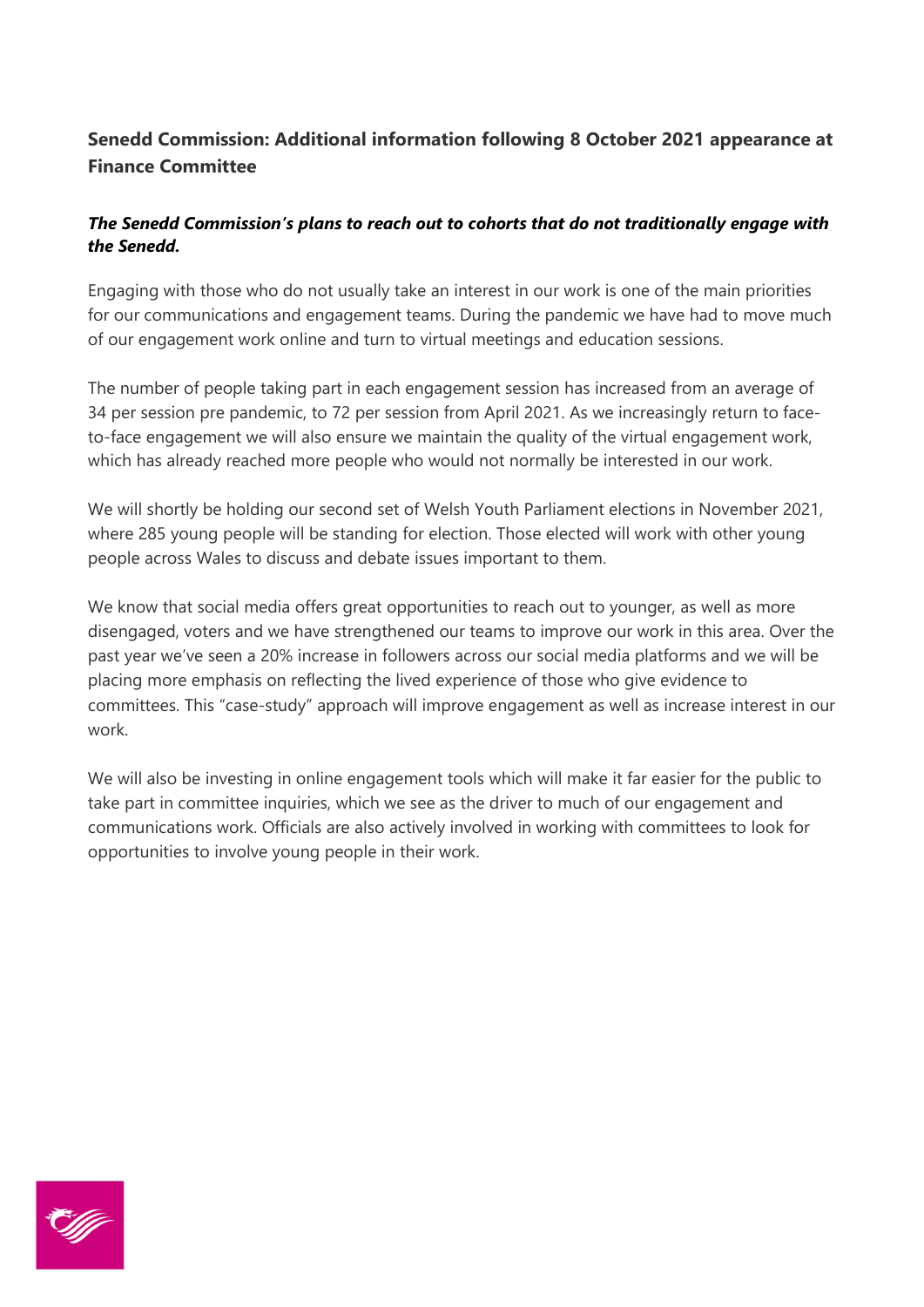## Senedd Commission: Additional information following 8 October 2021 appearance at Finance Committee

### ***The Senedd Commission's plans to reach out to cohorts that do not traditionally engage with the Senedd.***

Engaging with those who do not usually take an interest in our work is one of the main priorities for our communications and engagement teams. During the pandemic we have had to move much of our engagement work online and turn to virtual meetings and education sessions.

The number of people taking part in each engagement session has increased from an average of 34 per session pre pandemic, to 72 per session from April 2021. As we increasingly return to face-to-face engagement we will also ensure we maintain the quality of the virtual engagement work, which has already reached more people who would not normally be interested in our work.

We will shortly be holding our second set of Welsh Youth Parliament elections in November 2021, where 285 young people will be standing for election. Those elected will work with other young people across Wales to discuss and debate issues important to them.

We know that social media offers great opportunities to reach out to younger, as well as more disengaged, voters and we have strengthened our teams to improve our work in this area. Over the past year we've seen a 20% increase in followers across our social media platforms and we will be placing more emphasis on reflecting the lived experience of those who give evidence to committees. This "case-study" approach will improve engagement as well as increase interest in our work.

We will also be investing in online engagement tools which will make it far easier for the public to take part in committee inquiries, which we see as the driver to much of our engagement and communications work. Officials are also actively involved in working with committees to look for opportunities to involve young people in their work.